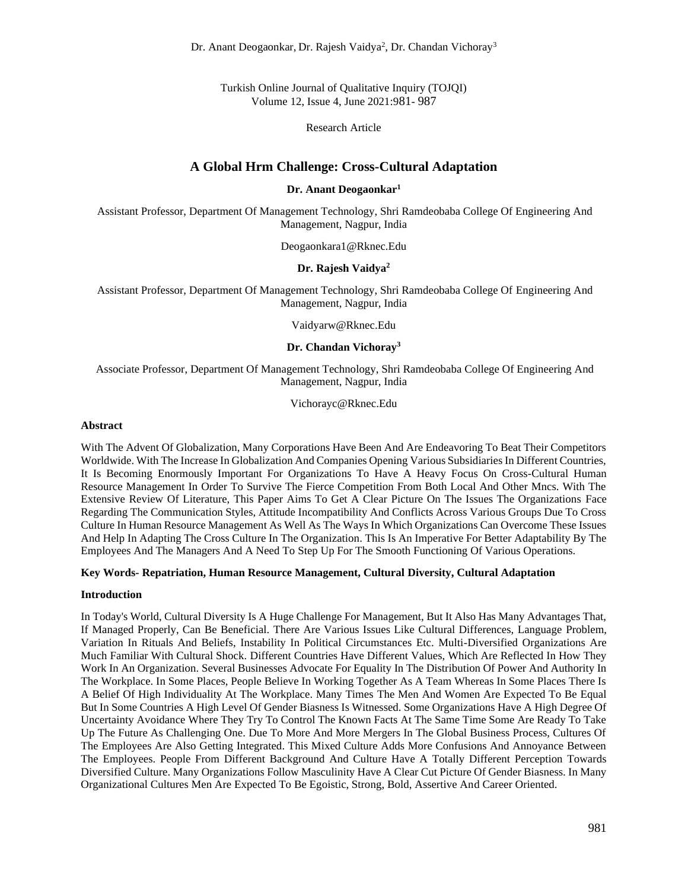Research Article

# A Global Hrm Challenge: Cross-Cultural Adaptation

**Dr. Anant Deogaonkar[1]**

Assistant Professor, Department Of Management Technology, Shri Ramdeobaba College Of Engineering And Management, Nagpur, India

Deogaonkara1@Rknec.Edu

**Dr. Rajesh Vaidya[2]**

Assistant Professor, Department Of Management Technology, Shri Ramdeobaba College Of Engineering And Management, Nagpur, India

Vaidyarw@Rknec.Edu

**Dr. Chandan Vichoray[3]**

Associate Professor, Department Of Management Technology, Shri Ramdeobaba College Of Engineering And Management, Nagpur, India

Vichorayc@Rknec.Edu

**Abstract**

With The Advent Of Globalization, Many Corporations Have Been And Are Endeavoring To Beat Their Competitors Worldwide. With The Increase In Globalization And Companies Opening Various Subsidiaries In Different Countries, It Is Becoming Enormously Important For Organizations To Have A Heavy Focus On Cross-Cultural Human Resource Management In Order To Survive The Fierce Competition From Both Local And Other Mncs. With The Extensive Review Of Literature, This Paper Aims To Get A Clear Picture On The Issues The Organizations Face Regarding The Communication Styles, Attitude Incompatibility And Conflicts Across Various Groups Due To Cross Culture In Human Resource Management As Well As The Ways In Which Organizations Can Overcome These Issues And Help In Adapting The Cross Culture In The Organization. This Is An Imperative For Better Adaptability By The Employees And The Managers And A Need To Step Up For The Smooth Functioning Of Various Operations.

**Key Words- Repatriation, Human Resource Management, Cultural Diversity, Cultural Adaptation**

**Introduction**

In Today's World, Cultural Diversity Is A Huge Challenge For Management, But It Also Has Many Advantages That, If Managed Properly, Can Be Beneficial. There Are Various Issues Like Cultural Differences, Language Problem, Variation In Rituals And Beliefs, Instability In Political Circumstances Etc. Multi-Diversified Organizations Are Much Familiar With Cultural Shock. Different Countries Have Different Values, Which Are Reflected In How They Work In An Organization. Several Businesses Advocate For Equality In The Distribution Of Power And Authority In The Workplace. In Some Places, People Believe In Working Together As A Team Whereas In Some Places There Is A Belief Of High Individuality At The Workplace. Many Times The Men And Women Are Expected To Be Equal But In Some Countries A High Level Of Gender Biasness Is Witnessed. Some Organizations Have A High Degree Of Uncertainty Avoidance Where They Try To Control The Known Facts At The Same Time Some Are Ready To Take Up The Future As Challenging One. Due To More And More Mergers In The Global Business Process, Cultures Of The Employees Are Also Getting Integrated. This Mixed Culture Adds More Confusions And Annoyance Between The Employees. People From Different Background And Culture Have A Totally Different Perception Towards Diversified Culture. Many Organizations Follow Masculinity Have A Clear Cut Picture Of Gender Biasness. In Many Organizational Cultures Men Are Expected To Be Egoistic, Strong, Bold, Assertive And Career Oriented.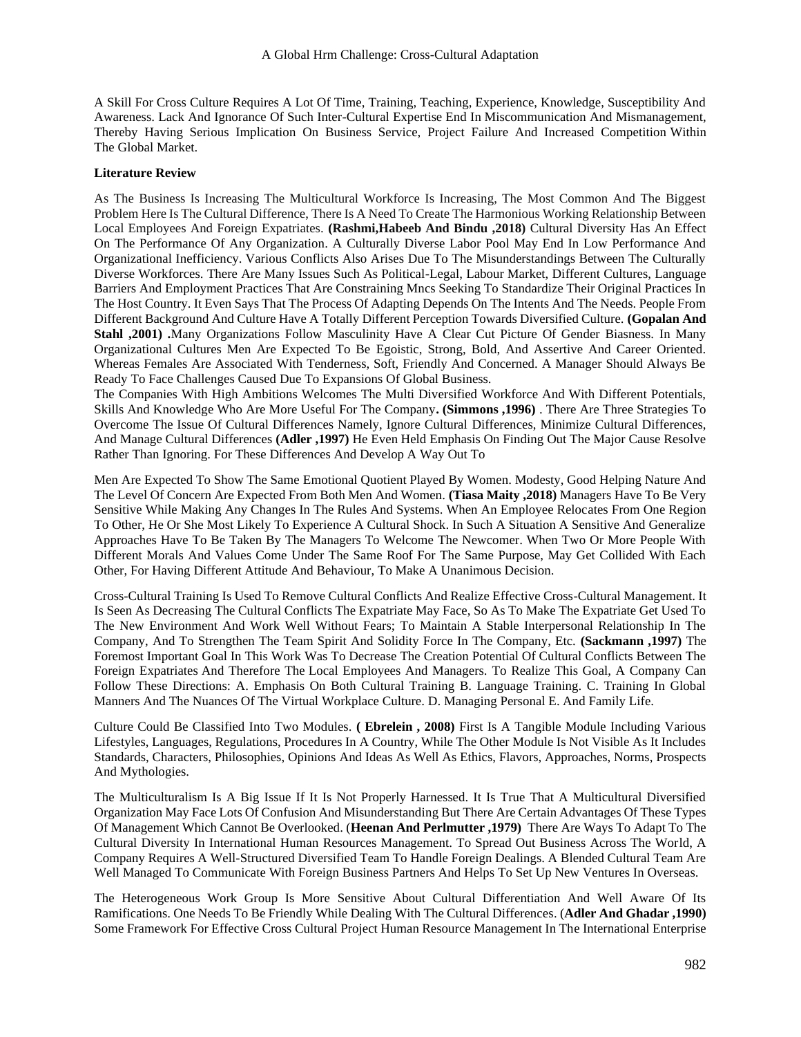A Skill For Cross Culture Requires A Lot Of Time, Training, Teaching, Experience, Knowledge, Susceptibility And Awareness. Lack And Ignorance Of Such Inter-Cultural Expertise End In Miscommunication And Mismanagement, Thereby Having Serious Implication On Business Service, Project Failure And Increased Competition Within The Global Market.

**Literature Review**

As The Business Is Increasing The Multicultural Workforce Is Increasing, The Most Common And The Biggest Problem Here Is The Cultural Difference, There Is A Need To Create The Harmonious Working Relationship Between Local Employees And Foreign Expatriates. **(Rashmi,Habeeb And Bindu ,2018)** Cultural Diversity Has An Effect On The Performance Of Any Organization. A Culturally Diverse Labor Pool May End In Low Performance And Organizational Inefficiency. Various Conflicts Also Arises Due To The Misunderstandings Between The Culturally Diverse Workforces. There Are Many Issues Such As Political-Legal, Labour Market, Different Cultures, Language Barriers And Employment Practices That Are Constraining Mncs Seeking To Standardize Their Original Practices In The Host Country. It Even Says That The Process Of Adapting Depends On The Intents And The Needs. People From Different Background And Culture Have A Totally Different Perception Towards Diversified Culture. **(Gopalan And Stahl ,2001) .**Many Organizations Follow Masculinity Have A Clear Cut Picture Of Gender Biasness. In Many Organizational Cultures Men Are Expected To Be Egoistic, Strong, Bold, And Assertive And Career Oriented. Whereas Females Are Associated With Tenderness, Soft, Friendly And Concerned. A Manager Should Always Be Ready To Face Challenges Caused Due To Expansions Of Global Business.
The Companies With High Ambitions Welcomes The Multi Diversified Workforce And With Different Potentials, Skills And Knowledge Who Are More Useful For The Company**. (Simmons ,1996)** . There Are Three Strategies To Overcome The Issue Of Cultural Differences Namely, Ignore Cultural Differences, Minimize Cultural Differences, And Manage Cultural Differences **(Adler ,1997)** He Even Held Emphasis On Finding Out The Major Cause Resolve Rather Than Ignoring. For These Differences And Develop A Way Out To

Men Are Expected To Show The Same Emotional Quotient Played By Women. Modesty, Good Helping Nature And The Level Of Concern Are Expected From Both Men And Women. **(Tiasa Maity ,2018)** Managers Have To Be Very Sensitive While Making Any Changes In The Rules And Systems. When An Employee Relocates From One Region To Other, He Or She Most Likely To Experience A Cultural Shock. In Such A Situation A Sensitive And Generalize Approaches Have To Be Taken By The Managers To Welcome The Newcomer. When Two Or More People With Different Morals And Values Come Under The Same Roof For The Same Purpose, May Get Collided With Each Other, For Having Different Attitude And Behaviour, To Make A Unanimous Decision.

Cross-Cultural Training Is Used To Remove Cultural Conflicts And Realize Effective Cross-Cultural Management. It Is Seen As Decreasing The Cultural Conflicts The Expatriate May Face, So As To Make The Expatriate Get Used To The New Environment And Work Well Without Fears; To Maintain A Stable Interpersonal Relationship In The Company, And To Strengthen The Team Spirit And Solidity Force In The Company, Etc. **(Sackmann ,1997)** The Foremost Important Goal In This Work Was To Decrease The Creation Potential Of Cultural Conflicts Between The Foreign Expatriates And Therefore The Local Employees And Managers. To Realize This Goal, A Company Can Follow These Directions: A. Emphasis On Both Cultural Training B. Language Training. C. Training In Global Manners And The Nuances Of The Virtual Workplace Culture. D. Managing Personal E. And Family Life.

Culture Could Be Classified Into Two Modules. **( Ebrelein , 2008)** First Is A Tangible Module Including Various Lifestyles, Languages, Regulations, Procedures In A Country, While The Other Module Is Not Visible As It Includes Standards, Characters, Philosophies, Opinions And Ideas As Well As Ethics, Flavors, Approaches, Norms, Prospects And Mythologies.

The Multiculturalism Is A Big Issue If It Is Not Properly Harnessed. It Is True That A Multicultural Diversified Organization May Face Lots Of Confusion And Misunderstanding But There Are Certain Advantages Of These Types Of Management Which Cannot Be Overlooked. (**Heenan And Perlmutter ,1979)** There Are Ways To Adapt To The Cultural Diversity In International Human Resources Management. To Spread Out Business Across The World, A Company Requires A Well-Structured Diversified Team To Handle Foreign Dealings. A Blended Cultural Team Are Well Managed To Communicate With Foreign Business Partners And Helps To Set Up New Ventures In Overseas.

The Heterogeneous Work Group Is More Sensitive About Cultural Differentiation And Well Aware Of Its Ramifications. One Needs To Be Friendly While Dealing With The Cultural Differences. (**Adler And Ghadar ,1990)** Some Framework For Effective Cross Cultural Project Human Resource Management In The International Enterprise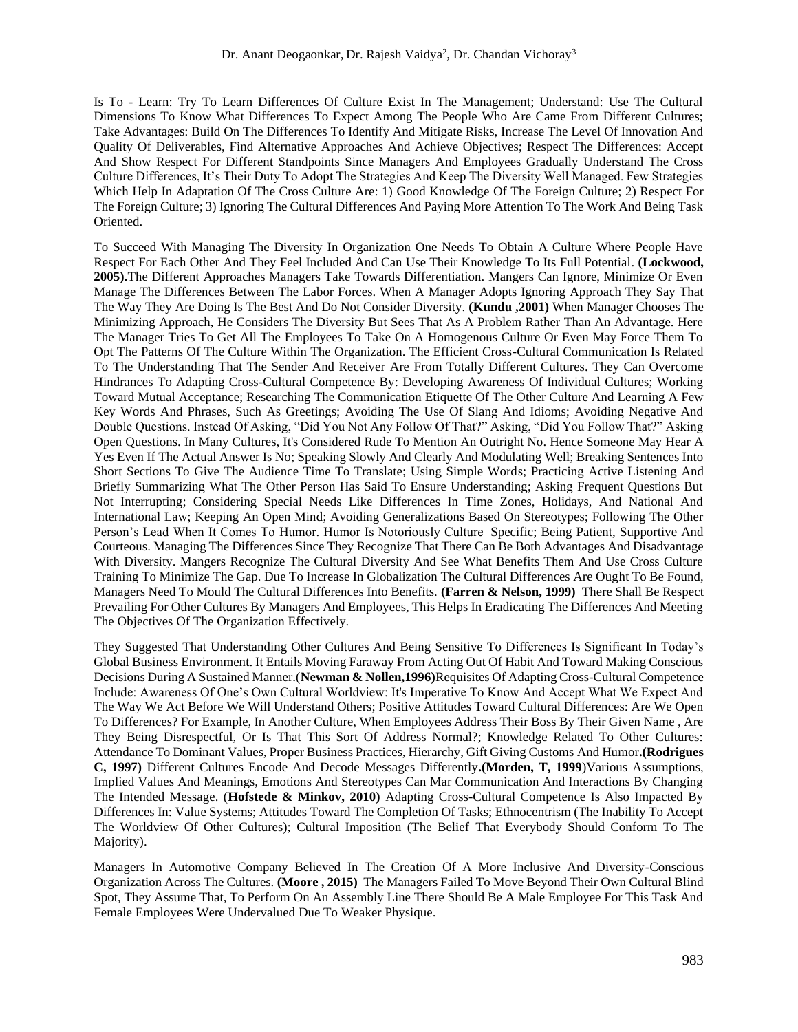Is To - Learn: Try To Learn Differences Of Culture Exist In The Management; Understand: Use The Cultural Dimensions To Know What Differences To Expect Among The People Who Are Came From Different Cultures; Take Advantages: Build On The Differences To Identify And Mitigate Risks, Increase The Level Of Innovation And Quality Of Deliverables, Find Alternative Approaches And Achieve Objectives; Respect The Differences: Accept And Show Respect For Different Standpoints Since Managers And Employees Gradually Understand The Cross Culture Differences, It's Their Duty To Adopt The Strategies And Keep The Diversity Well Managed. Few Strategies Which Help In Adaptation Of The Cross Culture Are: 1) Good Knowledge Of The Foreign Culture; 2) Respect For The Foreign Culture; 3) Ignoring The Cultural Differences And Paying More Attention To The Work And Being Task Oriented.

To Succeed With Managing The Diversity In Organization One Needs To Obtain A Culture Where People Have Respect For Each Other And They Feel Included And Can Use Their Knowledge To Its Full Potential. **(Lockwood, 2005).**The Different Approaches Managers Take Towards Differentiation. Mangers Can Ignore, Minimize Or Even Manage The Differences Between The Labor Forces. When A Manager Adopts Ignoring Approach They Say That The Way They Are Doing Is The Best And Do Not Consider Diversity. **(Kundu ,2001)** When Manager Chooses The Minimizing Approach, He Considers The Diversity But Sees That As A Problem Rather Than An Advantage. Here The Manager Tries To Get All The Employees To Take On A Homogenous Culture Or Even May Force Them To Opt The Patterns Of The Culture Within The Organization. The Efficient Cross-Cultural Communication Is Related To The Understanding That The Sender And Receiver Are From Totally Different Cultures. They Can Overcome Hindrances To Adapting Cross-Cultural Competence By: Developing Awareness Of Individual Cultures; Working Toward Mutual Acceptance; Researching The Communication Etiquette Of The Other Culture And Learning A Few Key Words And Phrases, Such As Greetings; Avoiding The Use Of Slang And Idioms; Avoiding Negative And Double Questions. Instead Of Asking, "Did You Not Any Follow Of That?" Asking, "Did You Follow That?" Asking Open Questions. In Many Cultures, It's Considered Rude To Mention An Outright No. Hence Someone May Hear A Yes Even If The Actual Answer Is No; Speaking Slowly And Clearly And Modulating Well; Breaking Sentences Into Short Sections To Give The Audience Time To Translate; Using Simple Words; Practicing Active Listening And Briefly Summarizing What The Other Person Has Said To Ensure Understanding; Asking Frequent Questions But Not Interrupting; Considering Special Needs Like Differences In Time Zones, Holidays, And National And International Law; Keeping An Open Mind; Avoiding Generalizations Based On Stereotypes; Following The Other Person's Lead When It Comes To Humor. Humor Is Notoriously Culture–Specific; Being Patient, Supportive And Courteous. Managing The Differences Since They Recognize That There Can Be Both Advantages And Disadvantage With Diversity. Mangers Recognize The Cultural Diversity And See What Benefits Them And Use Cross Culture Training To Minimize The Gap. Due To Increase In Globalization The Cultural Differences Are Ought To Be Found, Managers Need To Mould The Cultural Differences Into Benefits. **(Farren & Nelson, 1999)** There Shall Be Respect Prevailing For Other Cultures By Managers And Employees, This Helps In Eradicating The Differences And Meeting The Objectives Of The Organization Effectively.

They Suggested That Understanding Other Cultures And Being Sensitive To Differences Is Significant In Today's Global Business Environment. It Entails Moving Faraway From Acting Out Of Habit And Toward Making Conscious Decisions During A Sustained Manner.(**Newman & Nollen,1996)**Requisites Of Adapting Cross-Cultural Competence Include: Awareness Of One's Own Cultural Worldview: It's Imperative To Know And Accept What We Expect And The Way We Act Before We Will Understand Others; Positive Attitudes Toward Cultural Differences: Are We Open To Differences? For Example, In Another Culture, When Employees Address Their Boss By Their Given Name , Are They Being Disrespectful, Or Is That This Sort Of Address Normal?; Knowledge Related To Other Cultures: Attendance To Dominant Values, Proper Business Practices, Hierarchy, Gift Giving Customs And Humor**.(Rodrigues C, 1997)** Different Cultures Encode And Decode Messages Differently**.(Morden, T, 1999**)Various Assumptions, Implied Values And Meanings, Emotions And Stereotypes Can Mar Communication And Interactions By Changing The Intended Message. (**Hofstede & Minkov, 2010)** Adapting Cross-Cultural Competence Is Also Impacted By Differences In: Value Systems; Attitudes Toward The Completion Of Tasks; Ethnocentrism (The Inability To Accept The Worldview Of Other Cultures); Cultural Imposition (The Belief That Everybody Should Conform To The Majority).

Managers In Automotive Company Believed In The Creation Of A More Inclusive And Diversity-Conscious Organization Across The Cultures. **(Moore , 2015)** The Managers Failed To Move Beyond Their Own Cultural Blind Spot, They Assume That, To Perform On An Assembly Line There Should Be A Male Employee For This Task And Female Employees Were Undervalued Due To Weaker Physique.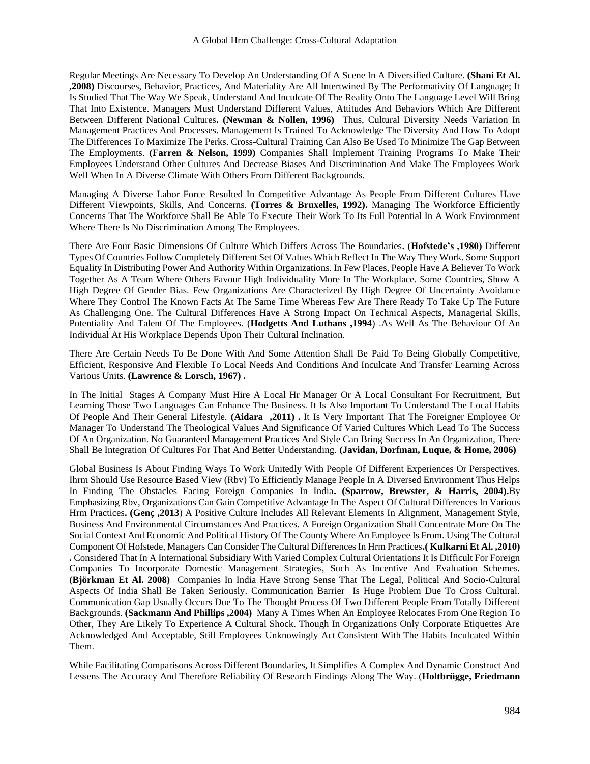Regular Meetings Are Necessary To Develop An Understanding Of A Scene In A Diversified Culture. **(Shani Et Al. ,2008)** Discourses, Behavior, Practices, And Materiality Are All Intertwined By The Performativity Of Language; It Is Studied That The Way We Speak, Understand And Inculcate Of The Reality Onto The Language Level Will Bring That Into Existence. Managers Must Understand Different Values, Attitudes And Behaviors Which Are Different Between Different National Cultures**. (Newman & Nollen, 1996)** Thus, Cultural Diversity Needs Variation In Management Practices And Processes. Management Is Trained To Acknowledge The Diversity And How To Adopt The Differences To Maximize The Perks. Cross-Cultural Training Can Also Be Used To Minimize The Gap Between The Employments. **(Farren & Nelson, 1999)** Companies Shall Implement Training Programs To Make Their Employees Understand Other Cultures And Decrease Biases And Discrimination And Make The Employees Work Well When In A Diverse Climate With Others From Different Backgrounds.

Managing A Diverse Labor Force Resulted In Competitive Advantage As People From Different Cultures Have Different Viewpoints, Skills, And Concerns. **(Torres & Bruxelles, 1992).** Managing The Workforce Efficiently Concerns That The Workforce Shall Be Able To Execute Their Work To Its Full Potential In A Work Environment Where There Is No Discrimination Among The Employees.

There Are Four Basic Dimensions Of Culture Which Differs Across The Boundaries**. (Hofstede's ,1980)** Different Types Of Countries Follow Completely Different Set Of Values Which Reflect In The Way They Work. Some Support Equality In Distributing Power And Authority Within Organizations. In Few Places, People Have A Believer To Work Together As A Team Where Others Favour High Individuality More In The Workplace. Some Countries, Show A High Degree Of Gender Bias. Few Organizations Are Characterized By High Degree Of Uncertainty Avoidance Where They Control The Known Facts At The Same Time Whereas Few Are There Ready To Take Up The Future As Challenging One. The Cultural Differences Have A Strong Impact On Technical Aspects, Managerial Skills, Potentiality And Talent Of The Employees. (**Hodgetts And Luthans ,1994**) .As Well As The Behaviour Of An Individual At His Workplace Depends Upon Their Cultural Inclination.

There Are Certain Needs To Be Done With And Some Attention Shall Be Paid To Being Globally Competitive, Efficient, Responsive And Flexible To Local Needs And Conditions And Inculcate And Transfer Learning Across Various Units. **(Lawrence & Lorsch, 1967) .**

In The Initial Stages A Company Must Hire A Local Hr Manager Or A Local Consultant For Recruitment, But Learning Those Two Languages Can Enhance The Business. It Is Also Important To Understand The Local Habits Of People And Their General Lifestyle. **(Aidara ,2011) .** It Is Very Important That The Foreigner Employee Or Manager To Understand The Theological Values And Significance Of Varied Cultures Which Lead To The Success Of An Organization. No Guaranteed Management Practices And Style Can Bring Success In An Organization, There Shall Be Integration Of Cultures For That And Better Understanding. **(Javidan, Dorfman, Luque, & Home, 2006)**

Global Business Is About Finding Ways To Work Unitedly With People Of Different Experiences Or Perspectives. Ihrm Should Use Resource Based View (Rbv) To Efficiently Manage People In A Diversed Environment Thus Helps In Finding The Obstacles Facing Foreign Companies In India**. (Sparrow, Brewster, & Harris, 2004).**By Emphasizing Rbv, Organizations Can Gain Competitive Advantage In The Aspect Of Cultural Differences In Various Hrm Practices**. (Genç ,2013**) A Positive Culture Includes All Relevant Elements In Alignment, Management Style, Business And Environmental Circumstances And Practices. A Foreign Organization Shall Concentrate More On The Social Context And Economic And Political History Of The County Where An Employee Is From. Using The Cultural Component Of Hofstede, Managers Can Consider The Cultural Differences In Hrm Practices**.( Kulkarni Et Al. ,2010) .** Considered That In A International Subsidiary With Varied Complex Cultural Orientations It Is Difficult For Foreign Companies To Incorporate Domestic Management Strategies, Such As Incentive And Evaluation Schemes. **(Björkman Et Al. 2008)** Companies In India Have Strong Sense That The Legal, Political And Socio-Cultural Aspects Of India Shall Be Taken Seriously. Communication Barrier Is Huge Problem Due To Cross Cultural. Communication Gap Usually Occurs Due To The Thought Process Of Two Different People From Totally Different Backgrounds. **(Sackmann And Phillips ,2004)** Many A Times When An Employee Relocates From One Region To Other, They Are Likely To Experience A Cultural Shock. Though In Organizations Only Corporate Etiquettes Are Acknowledged And Acceptable, Still Employees Unknowingly Act Consistent With The Habits Inculcated Within Them.

While Facilitating Comparisons Across Different Boundaries, It Simplifies A Complex And Dynamic Construct And Lessens The Accuracy And Therefore Reliability Of Research Findings Along The Way. (**Holtbrügge, Friedmann**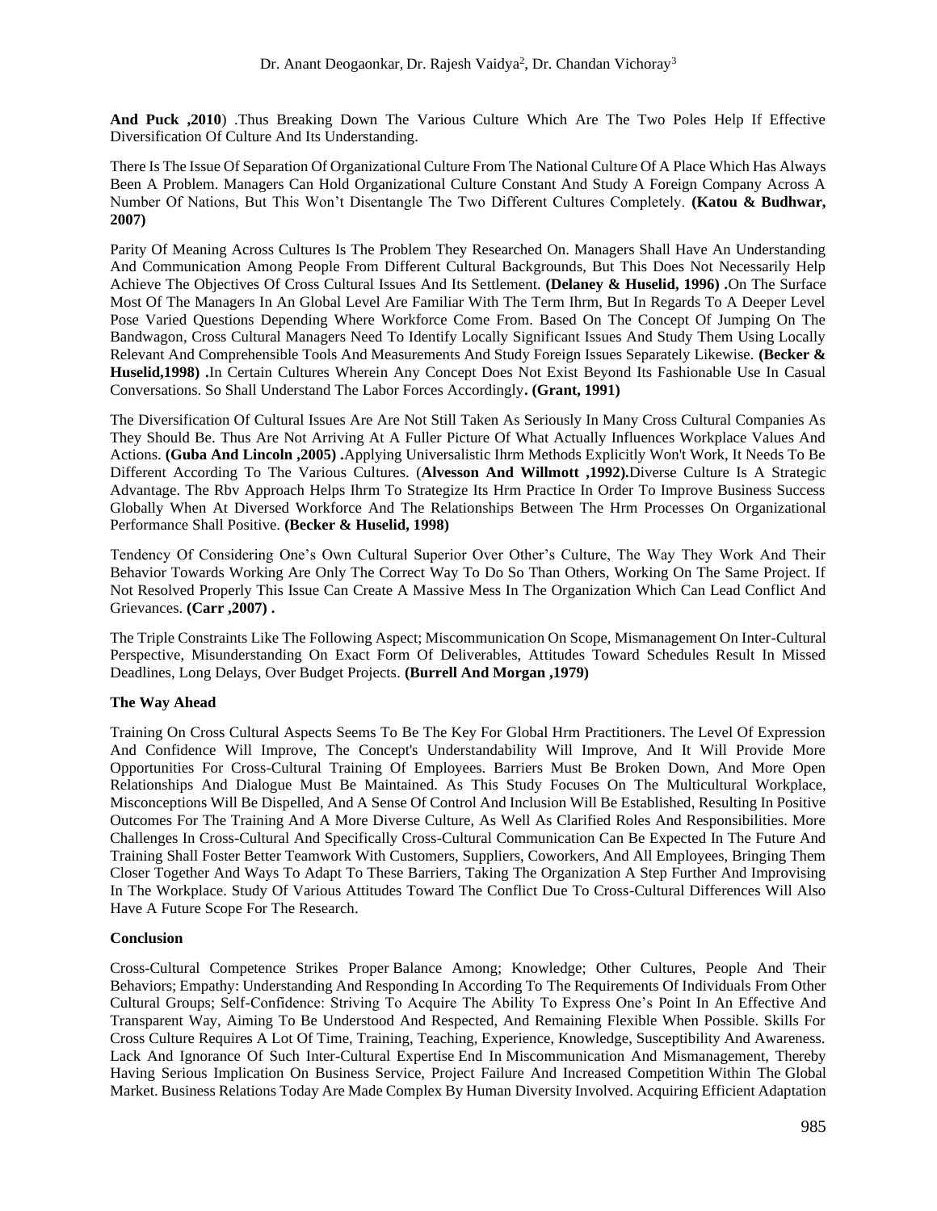**And Puck ,2010**) .Thus Breaking Down The Various Culture Which Are The Two Poles Help If Effective Diversification Of Culture And Its Understanding.

There Is The Issue Of Separation Of Organizational Culture From The National Culture Of A Place Which Has Always Been A Problem. Managers Can Hold Organizational Culture Constant And Study A Foreign Company Across A Number Of Nations, But This Won't Disentangle The Two Different Cultures Completely. **(Katou & Budhwar, 2007)**

Parity Of Meaning Across Cultures Is The Problem They Researched On. Managers Shall Have An Understanding And Communication Among People From Different Cultural Backgrounds, But This Does Not Necessarily Help Achieve The Objectives Of Cross Cultural Issues And Its Settlement. **(Delaney & Huselid, 1996) .**On The Surface Most Of The Managers In An Global Level Are Familiar With The Term Ihrm, But In Regards To A Deeper Level Pose Varied Questions Depending Where Workforce Come From. Based On The Concept Of Jumping On The Bandwagon, Cross Cultural Managers Need To Identify Locally Significant Issues And Study Them Using Locally Relevant And Comprehensible Tools And Measurements And Study Foreign Issues Separately Likewise. **(Becker & Huselid,1998) .**In Certain Cultures Wherein Any Concept Does Not Exist Beyond Its Fashionable Use In Casual Conversations. So Shall Understand The Labor Forces Accordingly**. (Grant, 1991)**

The Diversification Of Cultural Issues Are Are Not Still Taken As Seriously In Many Cross Cultural Companies As They Should Be. Thus Are Not Arriving At A Fuller Picture Of What Actually Influences Workplace Values And Actions. **(Guba And Lincoln ,2005) .**Applying Universalistic Ihrm Methods Explicitly Won't Work, It Needs To Be Different According To The Various Cultures. (**Alvesson And Willmott ,1992).**Diverse Culture Is A Strategic Advantage. The Rbv Approach Helps Ihrm To Strategize Its Hrm Practice In Order To Improve Business Success Globally When At Diversed Workforce And The Relationships Between The Hrm Processes On Organizational Performance Shall Positive. **(Becker & Huselid, 1998)**

Tendency Of Considering One's Own Cultural Superior Over Other's Culture, The Way They Work And Their Behavior Towards Working Are Only The Correct Way To Do So Than Others, Working On The Same Project. If Not Resolved Properly This Issue Can Create A Massive Mess In The Organization Which Can Lead Conflict And Grievances. **(Carr ,2007) .**

The Triple Constraints Like The Following Aspect; Miscommunication On Scope, Mismanagement On Inter-Cultural Perspective, Misunderstanding On Exact Form Of Deliverables, Attitudes Toward Schedules Result In Missed Deadlines, Long Delays, Over Budget Projects. **(Burrell And Morgan ,1979)**

**The Way Ahead**

Training On Cross Cultural Aspects Seems To Be The Key For Global Hrm Practitioners. The Level Of Expression And Confidence Will Improve, The Concept's Understandability Will Improve, And It Will Provide More Opportunities For Cross-Cultural Training Of Employees. Barriers Must Be Broken Down, And More Open Relationships And Dialogue Must Be Maintained. As This Study Focuses On The Multicultural Workplace, Misconceptions Will Be Dispelled, And A Sense Of Control And Inclusion Will Be Established, Resulting In Positive Outcomes For The Training And A More Diverse Culture, As Well As Clarified Roles And Responsibilities. More Challenges In Cross-Cultural And Specifically Cross-Cultural Communication Can Be Expected In The Future And Training Shall Foster Better Teamwork With Customers, Suppliers, Coworkers, And All Employees, Bringing Them Closer Together And Ways To Adapt To These Barriers, Taking The Organization A Step Further And Improvising In The Workplace. Study Of Various Attitudes Toward The Conflict Due To Cross-Cultural Differences Will Also Have A Future Scope For The Research.

**Conclusion**

Cross-Cultural Competence Strikes Proper Balance Among; Knowledge; Other Cultures, People And Their Behaviors; Empathy: Understanding And Responding In According To The Requirements Of Individuals From Other Cultural Groups; Self-Confidence: Striving To Acquire The Ability To Express One's Point In An Effective And Transparent Way, Aiming To Be Understood And Respected, And Remaining Flexible When Possible. Skills For Cross Culture Requires A Lot Of Time, Training, Teaching, Experience, Knowledge, Susceptibility And Awareness. Lack And Ignorance Of Such Inter-Cultural Expertise End In Miscommunication And Mismanagement, Thereby Having Serious Implication On Business Service, Project Failure And Increased Competition Within The Global Market. Business Relations Today Are Made Complex By Human Diversity Involved. Acquiring Efficient Adaptation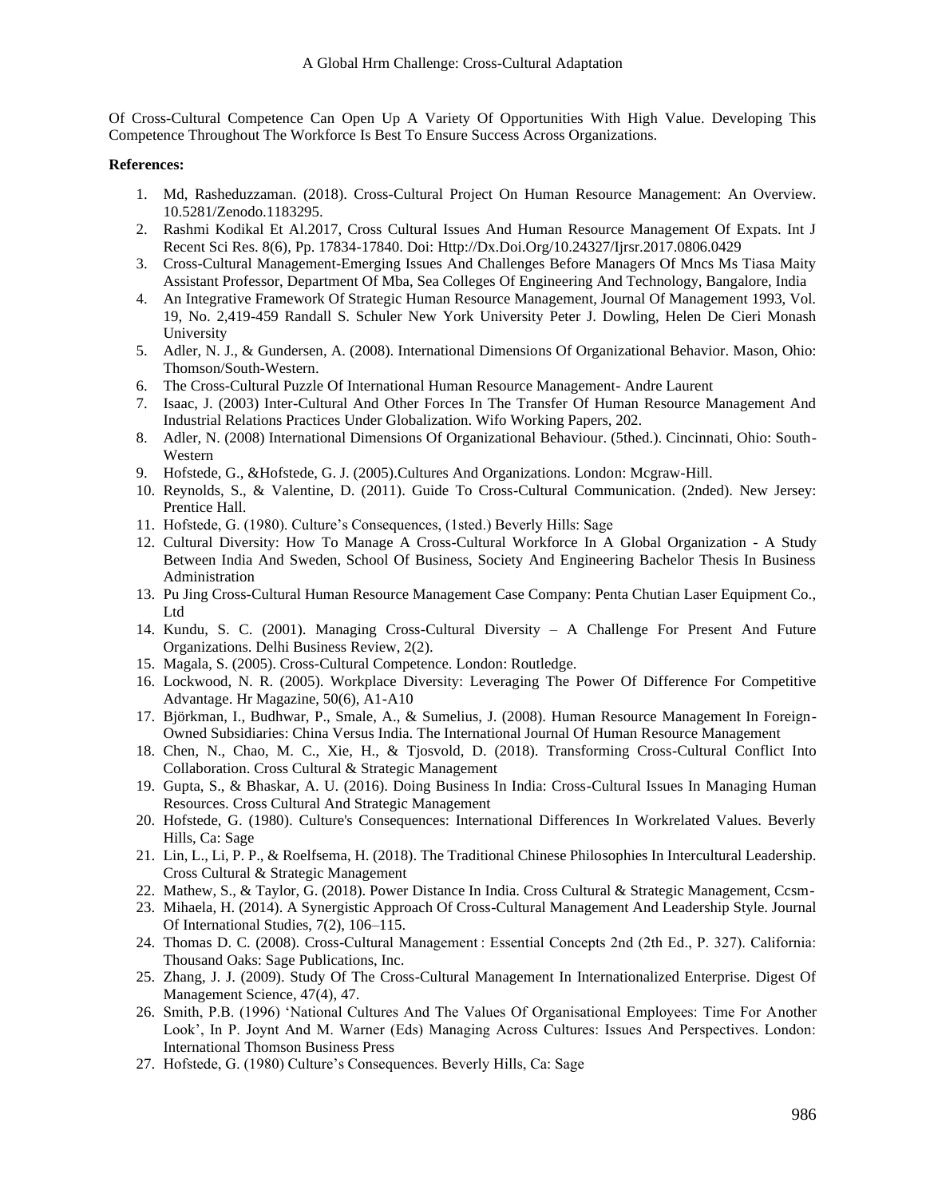Of Cross-Cultural Competence Can Open Up A Variety Of Opportunities With High Value. Developing This Competence Throughout The Workforce Is Best To Ensure Success Across Organizations.

**References:**

1. Md, Rasheduzzaman. (2018). Cross-Cultural Project On Human Resource Management: An Overview. 10.5281/Zenodo.1183295.
2. Rashmi Kodikal Et Al.2017, Cross Cultural Issues And Human Resource Management Of Expats. Int J Recent Sci Res. 8(6), Pp. 17834-17840. Doi: Http://Dx.Doi.Org/10.24327/Ijrsr.2017.0806.0429
3. Cross-Cultural Management-Emerging Issues And Challenges Before Managers Of Mncs Ms Tiasa Maity Assistant Professor, Department Of Mba, Sea Colleges Of Engineering And Technology, Bangalore, India
4. An Integrative Framework Of Strategic Human Resource Management, Journal Of Management 1993, Vol. 19, No. 2,419-459 Randall S. Schuler New York University Peter J. Dowling, Helen De Cieri Monash University
5. Adler, N. J., & Gundersen, A. (2008). International Dimensions Of Organizational Behavior. Mason, Ohio: Thomson/South-Western.
6. The Cross-Cultural Puzzle Of International Human Resource Management- Andre Laurent
7. Isaac, J. (2003) Inter-Cultural And Other Forces In The Transfer Of Human Resource Management And Industrial Relations Practices Under Globalization. Wifo Working Papers, 202.
8. Adler, N. (2008) International Dimensions Of Organizational Behaviour. (5thed.). Cincinnati, Ohio: South-Western
9. Hofstede, G., &Hofstede, G. J. (2005).Cultures And Organizations. London: Mcgraw-Hill.
10. Reynolds, S., & Valentine, D. (2011). Guide To Cross-Cultural Communication. (2nded). New Jersey: Prentice Hall.
11. Hofstede, G. (1980). Culture's Consequences, (1sted.) Beverly Hills: Sage
12. Cultural Diversity: How To Manage A Cross-Cultural Workforce In A Global Organization - A Study Between India And Sweden, School Of Business, Society And Engineering Bachelor Thesis In Business Administration
13. Pu Jing Cross-Cultural Human Resource Management Case Company: Penta Chutian Laser Equipment Co., Ltd
14. Kundu, S. C. (2001). Managing Cross-Cultural Diversity – A Challenge For Present And Future Organizations. Delhi Business Review, 2(2).
15. Magala, S. (2005). Cross-Cultural Competence. London: Routledge.
16. Lockwood, N. R. (2005). Workplace Diversity: Leveraging The Power Of Difference For Competitive Advantage. Hr Magazine, 50(6), A1-A10
17. Björkman, I., Budhwar, P., Smale, A., & Sumelius, J. (2008). Human Resource Management In Foreign-Owned Subsidiaries: China Versus India. The International Journal Of Human Resource Management
18. Chen, N., Chao, M. C., Xie, H., & Tjosvold, D. (2018). Transforming Cross-Cultural Conflict Into Collaboration. Cross Cultural & Strategic Management
19. Gupta, S., & Bhaskar, A. U. (2016). Doing Business In India: Cross-Cultural Issues In Managing Human Resources. Cross Cultural And Strategic Management
20. Hofstede, G. (1980). Culture's Consequences: International Differences In Workrelated Values. Beverly Hills, Ca: Sage
21. Lin, L., Li, P. P., & Roelfsema, H. (2018). The Traditional Chinese Philosophies In Intercultural Leadership. Cross Cultural & Strategic Management
22. Mathew, S., & Taylor, G. (2018). Power Distance In India. Cross Cultural & Strategic Management, Ccsm-
23. Mihaela, H. (2014). A Synergistic Approach Of Cross-Cultural Management And Leadership Style. Journal Of International Studies, 7(2), 106–115.
24. Thomas D. C. (2008). Cross-Cultural Management : Essential Concepts 2nd (2th Ed., P. 327). California: Thousand Oaks: Sage Publications, Inc.
25. Zhang, J. J. (2009). Study Of The Cross-Cultural Management In Internationalized Enterprise. Digest Of Management Science, 47(4), 47.
26. Smith, P.B. (1996) 'National Cultures And The Values Of Organisational Employees: Time For Another Look', In P. Joynt And M. Warner (Eds) Managing Across Cultures: Issues And Perspectives. London: International Thomson Business Press
27. Hofstede, G. (1980) Culture's Consequences. Beverly Hills, Ca: Sage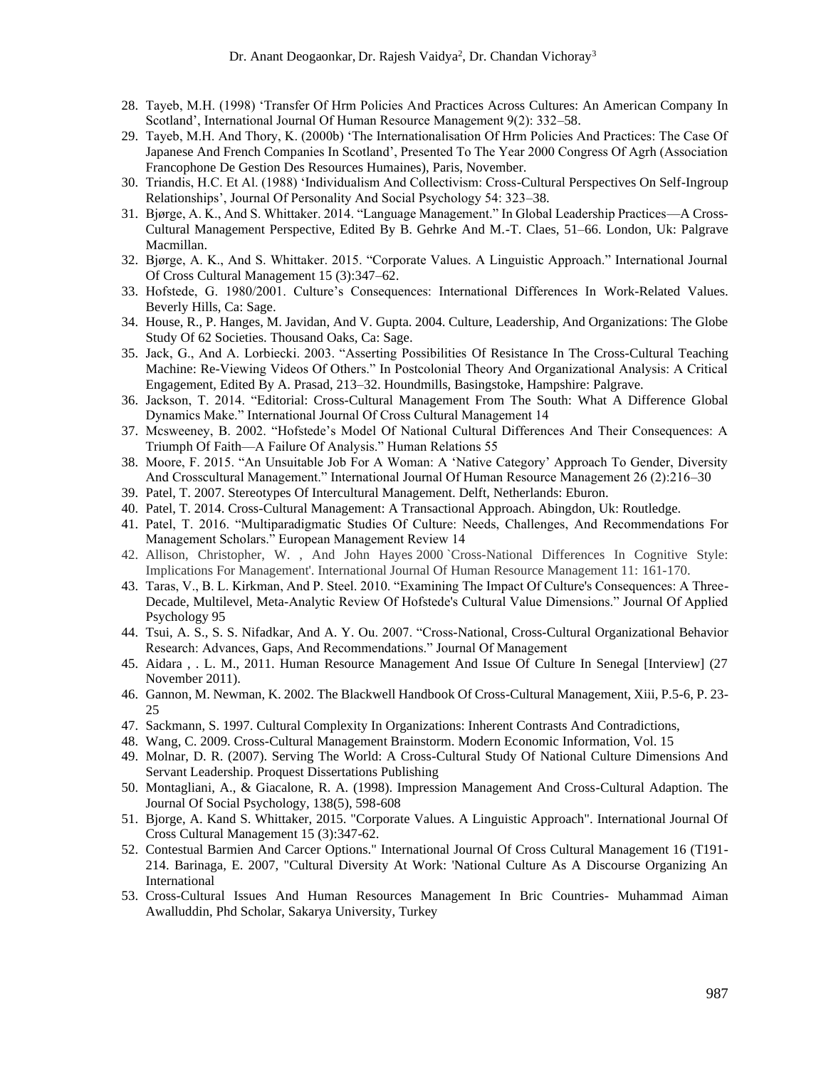28. Tayeb, M.H. (1998) 'Transfer Of Hrm Policies And Practices Across Cultures: An American Company In Scotland', International Journal Of Human Resource Management 9(2): 332–58.
29. Tayeb, M.H. And Thory, K. (2000b) 'The Internationalisation Of Hrm Policies And Practices: The Case Of Japanese And French Companies In Scotland', Presented To The Year 2000 Congress Of Agrh (Association Francophone De Gestion Des Resources Humaines), Paris, November.
30. Triandis, H.C. Et Al. (1988) 'Individualism And Collectivism: Cross-Cultural Perspectives On Self-Ingroup Relationships', Journal Of Personality And Social Psychology 54: 323–38.
31. Bjørge, A. K., And S. Whittaker. 2014. "Language Management." In Global Leadership Practices—A Cross-Cultural Management Perspective, Edited By B. Gehrke And M.-T. Claes, 51–66. London, Uk: Palgrave Macmillan.
32. Bjørge, A. K., And S. Whittaker. 2015. "Corporate Values. A Linguistic Approach." International Journal Of Cross Cultural Management 15 (3):347–62.
33. Hofstede, G. 1980/2001. Culture's Consequences: International Differences In Work-Related Values. Beverly Hills, Ca: Sage.
34. House, R., P. Hanges, M. Javidan, And V. Gupta. 2004. Culture, Leadership, And Organizations: The Globe Study Of 62 Societies. Thousand Oaks, Ca: Sage.
35. Jack, G., And A. Lorbiecki. 2003. "Asserting Possibilities Of Resistance In The Cross-Cultural Teaching Machine: Re-Viewing Videos Of Others." In Postcolonial Theory And Organizational Analysis: A Critical Engagement, Edited By A. Prasad, 213–32. Houndmills, Basingstoke, Hampshire: Palgrave.
36. Jackson, T. 2014. "Editorial: Cross-Cultural Management From The South: What A Difference Global Dynamics Make." International Journal Of Cross Cultural Management 14
37. Mcsweeney, B. 2002. "Hofstede's Model Of National Cultural Differences And Their Consequences: A Triumph Of Faith—A Failure Of Analysis." Human Relations 55
38. Moore, F. 2015. "An Unsuitable Job For A Woman: A 'Native Category' Approach To Gender, Diversity And Crosscultural Management." International Journal Of Human Resource Management 26 (2):216–30
39. Patel, T. 2007. Stereotypes Of Intercultural Management. Delft, Netherlands: Eburon.
40. Patel, T. 2014. Cross-Cultural Management: A Transactional Approach. Abingdon, Uk: Routledge.
41. Patel, T. 2016. "Multiparadigmatic Studies Of Culture: Needs, Challenges, And Recommendations For Management Scholars." European Management Review 14
42. Allison, Christopher, W. , And John Hayes 2000 `Cross-National Differences In Cognitive Style: Implications For Management'. International Journal Of Human Resource Management 11: 161-170.
43. Taras, V., B. L. Kirkman, And P. Steel. 2010. "Examining The Impact Of Culture's Consequences: A Three-Decade, Multilevel, Meta-Analytic Review Of Hofstede's Cultural Value Dimensions." Journal Of Applied Psychology 95
44. Tsui, A. S., S. S. Nifadkar, And A. Y. Ou. 2007. "Cross-National, Cross-Cultural Organizational Behavior Research: Advances, Gaps, And Recommendations." Journal Of Management
45. Aidara , . L. M., 2011. Human Resource Management And Issue Of Culture In Senegal [Interview] (27 November 2011).
46. Gannon, M. Newman, K. 2002. The Blackwell Handbook Of Cross-Cultural Management, Xiii, P.5-6, P. 23-25
47. Sackmann, S. 1997. Cultural Complexity In Organizations: Inherent Contrasts And Contradictions,
48. Wang, C. 2009. Cross-Cultural Management Brainstorm. Modern Economic Information, Vol. 15
49. Molnar, D. R. (2007). Serving The World: A Cross-Cultural Study Of National Culture Dimensions And Servant Leadership. Proquest Dissertations Publishing
50. Montagliani, A., & Giacalone, R. A. (1998). Impression Management And Cross-Cultural Adaption. The Journal Of Social Psychology, 138(5), 598-608
51. Bjorge, A. Kand S. Whittaker, 2015. "Corporate Values. A Linguistic Approach". International Journal Of Cross Cultural Management 15 (3):347-62.
52. Contestual Barmien And Carcer Options." International Journal Of Cross Cultural Management 16 (T191-214. Barinaga, E. 2007, "Cultural Diversity At Work: 'National Culture As A Discourse Organizing An International
53. Cross-Cultural Issues And Human Resources Management In Bric Countries- Muhammad Aiman Awalluddin, Phd Scholar, Sakarya University, Turkey